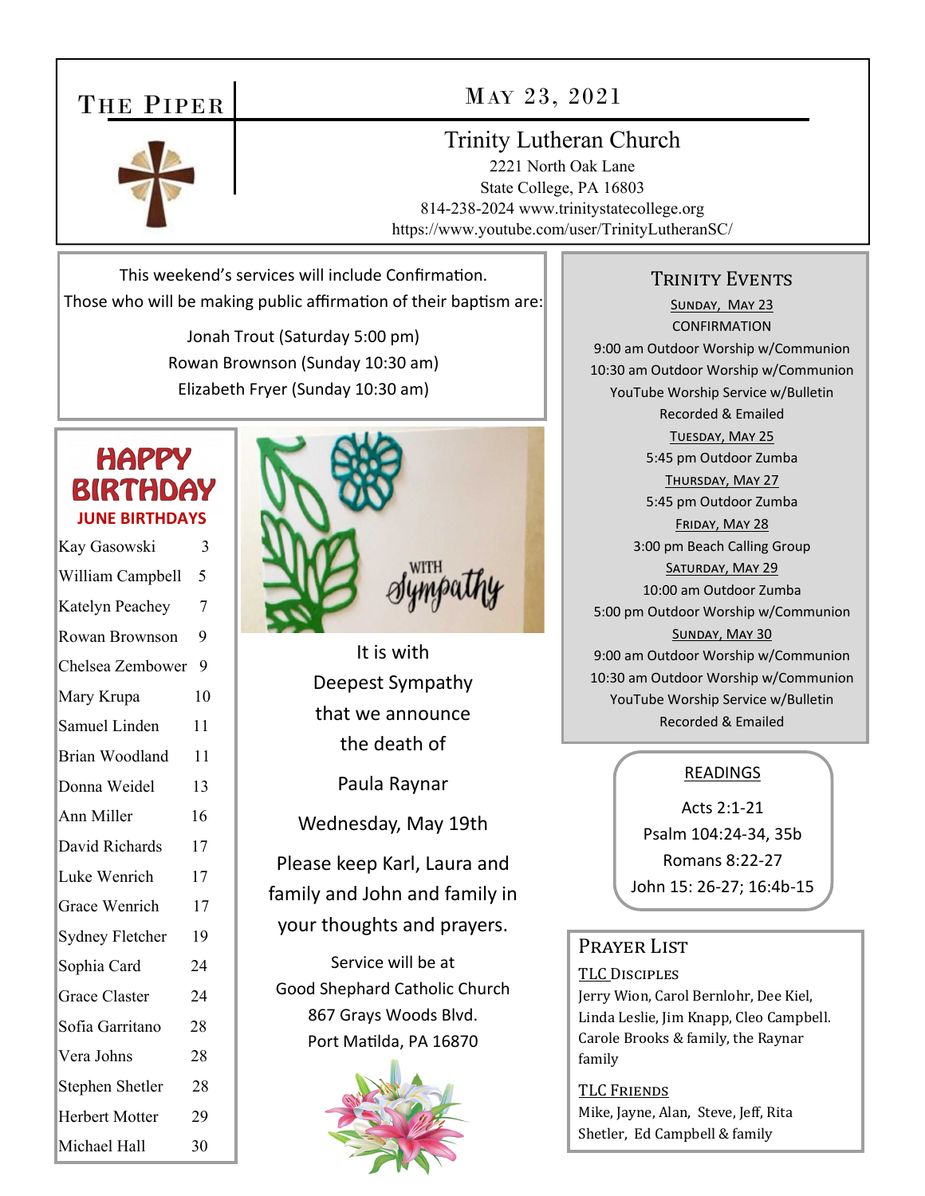# THE PIPER

## MAY 23, 2021

### Trinity Lutheran Church

2221 North Oak Lane
State College, PA 16803
814-238-2024 www.trinitystatecollege.org
https://www.youtube.com/user/TrinityLutheranSC/

This weekend's services will include Confirmation.
Those who will be making public affirmation of their baptism are:

Jonah Trout (Saturday 5:00 pm)
Rowan Brownson (Sunday 10:30 am)
Elizabeth Fryer (Sunday 10:30 am)

## HAPPY BIRTHDAY

**JUNE BIRTHDAYS**

| Name | Day |
|---|---|
| Kay Gasowski | 3 |
| William Campbell | 5 |
| Katelyn Peachey | 7 |
| Rowan Brownson | 9 |
| Chelsea Zembower | 9 |
| Mary Krupa | 10 |
| Samuel Linden | 11 |
| Brian Woodland | 11 |
| Donna Weidel | 13 |
| Ann Miller | 16 |
| David Richards | 17 |
| Luke Wenrich | 17 |
| Grace Wenrich | 17 |
| Sydney Fletcher | 19 |
| Sophia Card | 24 |
| Grace Claster | 24 |
| Sofia Garritano | 28 |
| Vera Johns | 28 |
| Stephen Shetler | 28 |
| Herbert Motter | 29 |
| Michael Hall | 30 |

WITH Sympathy

It is with
Deepest Sympathy
that we announce
the death of

Paula Raynar

Wednesday, May 19th

Please keep Karl, Laura and family and John and family in your thoughts and prayers.

Service will be at
Good Shephard Catholic Church
867 Grays Woods Blvd.
Port Matilda, PA 16870

## TRINITY EVENTS

**SUNDAY, MAY 23**
CONFIRMATION
9:00 am Outdoor Worship w/Communion
10:30 am Outdoor Worship w/Communion
YouTube Worship Service w/Bulletin
Recorded & Emailed

**TUESDAY, MAY 25**
5:45 pm Outdoor Zumba

**THURSDAY, MAY 27**
5:45 pm Outdoor Zumba

**FRIDAY, MAY 28**
3:00 pm Beach Calling Group

**SATURDAY, MAY 29**
10:00 am Outdoor Zumba
5:00 pm Outdoor Worship w/Communion

**SUNDAY, MAY 30**
9:00 am Outdoor Worship w/Communion
10:30 am Outdoor Worship w/Communion
YouTube Worship Service w/Bulletin
Recorded & Emailed

## READINGS

Acts 2:1-21
Psalm 104:24-34, 35b
Romans 8:22-27
John 15: 26-27; 16:4b-15

## PRAYER LIST

**TLC DISCIPLES**
Jerry Wion, Carol Bernlohr, Dee Kiel, Linda Leslie, Jim Knapp, Cleo Campbell. Carole Brooks & family, the Raynar family

**TLC FRIENDS**
Mike, Jayne, Alan, Steve, Jeff, Rita Shetler, Ed Campbell & family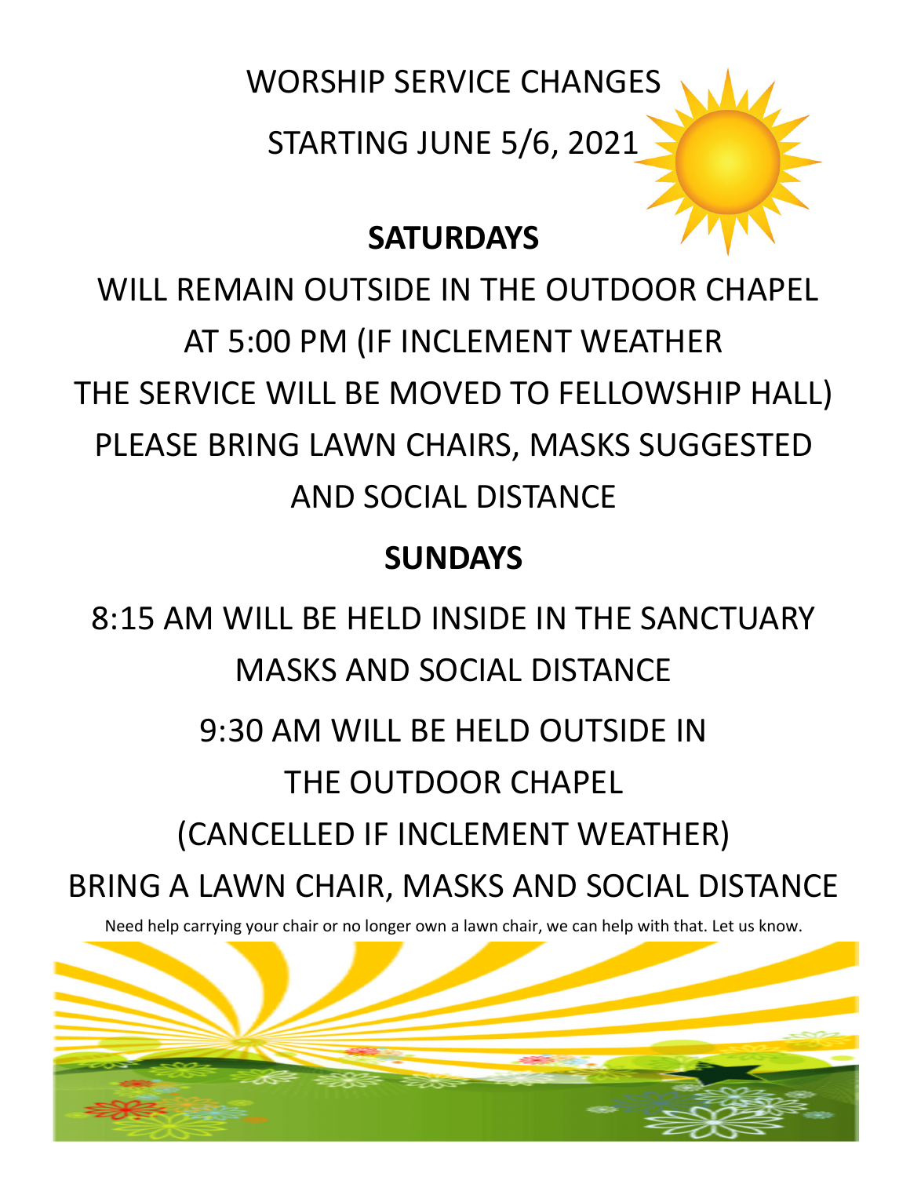# WORSHIP SERVICE CHANGES

# STARTING JUNE 5/6, 2021

## SATURDAYS

WILL REMAIN OUTSIDE IN THE OUTDOOR CHAPEL AT 5:00 PM (IF INCLEMENT WEATHER THE SERVICE WILL BE MOVED TO FELLOWSHIP HALL) PLEASE BRING LAWN CHAIRS, MASKS SUGGESTED AND SOCIAL DISTANCE

## SUNDAYS

8:15 AM WILL BE HELD INSIDE IN THE SANCTUARY MASKS AND SOCIAL DISTANCE

9:30 AM WILL BE HELD OUTSIDE IN THE OUTDOOR CHAPEL (CANCELLED IF INCLEMENT WEATHER) BRING A LAWN CHAIR, MASKS AND SOCIAL DISTANCE

Need help carrying your chair or no longer own a lawn chair, we can help with that. Let us know.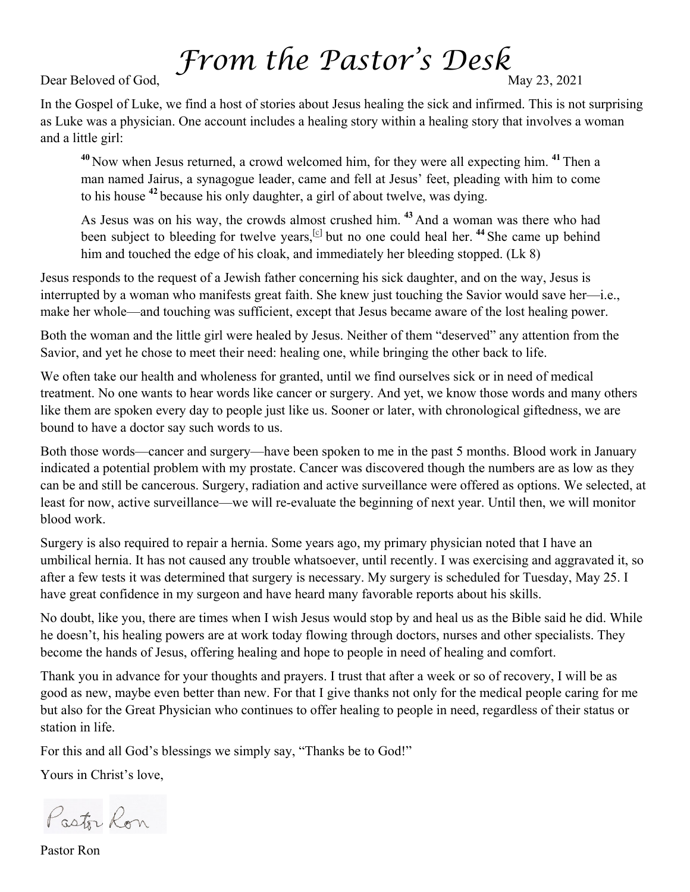# *From the Pastor's Desk*

Dear Beloved of God, May 23, 2021

In the Gospel of Luke, we find a host of stories about Jesus healing the sick and infirmed. This is not surprising as Luke was a physician. One account includes a healing story within a healing story that involves a woman and a little girl:

> [40] Now when Jesus returned, a crowd welcomed him, for they were all expecting him. [41] Then a man named Jairus, a synagogue leader, came and fell at Jesus' feet, pleading with him to come to his house [42] because his only daughter, a girl of about twelve, was dying.
>
> As Jesus was on his way, the crowds almost crushed him. [43] And a woman was there who had been subject to bleeding for twelve years,[c] but no one could heal her. [44] She came up behind him and touched the edge of his cloak, and immediately her bleeding stopped. (Lk 8)

Jesus responds to the request of a Jewish father concerning his sick daughter, and on the way, Jesus is interrupted by a woman who manifests great faith. She knew just touching the Savior would save her—i.e., make her whole—and touching was sufficient, except that Jesus became aware of the lost healing power.

Both the woman and the little girl were healed by Jesus. Neither of them "deserved" any attention from the Savior, and yet he chose to meet their need: healing one, while bringing the other back to life.

We often take our health and wholeness for granted, until we find ourselves sick or in need of medical treatment. No one wants to hear words like cancer or surgery. And yet, we know those words and many others like them are spoken every day to people just like us. Sooner or later, with chronological giftedness, we are bound to have a doctor say such words to us.

Both those words—cancer and surgery—have been spoken to me in the past 5 months. Blood work in January indicated a potential problem with my prostate. Cancer was discovered though the numbers are as low as they can be and still be cancerous. Surgery, radiation and active surveillance were offered as options. We selected, at least for now, active surveillance—we will re-evaluate the beginning of next year. Until then, we will monitor blood work.

Surgery is also required to repair a hernia. Some years ago, my primary physician noted that I have an umbilical hernia. It has not caused any trouble whatsoever, until recently. I was exercising and aggravated it, so after a few tests it was determined that surgery is necessary. My surgery is scheduled for Tuesday, May 25. I have great confidence in my surgeon and have heard many favorable reports about his skills.

No doubt, like you, there are times when I wish Jesus would stop by and heal us as the Bible said he did. While he doesn't, his healing powers are at work today flowing through doctors, nurses and other specialists. They become the hands of Jesus, offering healing and hope to people in need of healing and comfort.

Thank you in advance for your thoughts and prayers. I trust that after a week or so of recovery, I will be as good as new, maybe even better than new. For that I give thanks not only for the medical people caring for me but also for the Great Physician who continues to offer healing to people in need, regardless of their status or station in life.

For this and all God's blessings we simply say, "Thanks be to God!"

Yours in Christ's love,

Pastor Ron

Pastor Ron